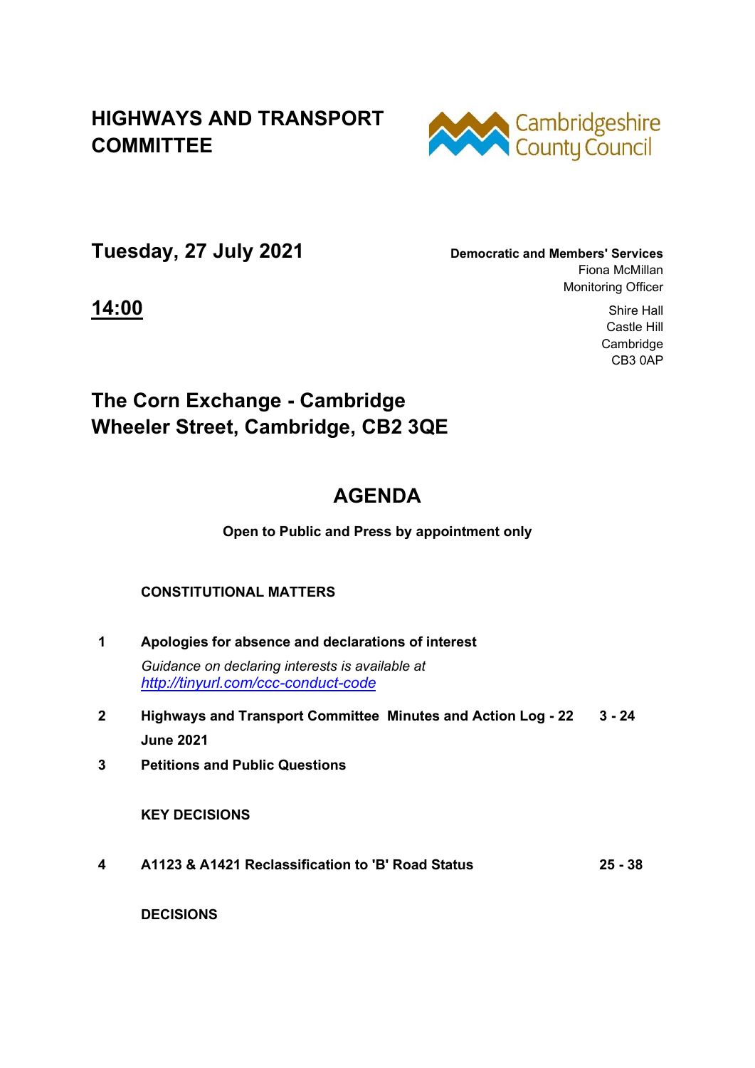# HIGHWAYS AND TRANSPORT COMMITTEE

Cambridgeshire County Council

## Tuesday, 27 July 2021

**Democratic and Members' Services**
Fiona McMillan
Monitoring Officer

**14:00**

Shire Hall
Castle Hill
Cambridge
CB3 0AP

## The Corn Exchange - Cambridge
## Wheeler Street, Cambridge, CB2 3QE

# AGENDA

**Open to Public and Press by appointment only**

**CONSTITUTIONAL MATTERS**

| | | |
|---|---|---|
| **1** | **Apologies for absence and declarations of interest**<br>*Guidance on declaring interests is available at [http://tinyurl.com/ccc-conduct-code](http://tinyurl.com/ccc-conduct-code)* | |
| **2** | **Highways and Transport Committee Minutes and Action Log - 22 June 2021** | **3 - 24** |
| **3** | **Petitions and Public Questions** | |

**KEY DECISIONS**

| | | |
|---|---|---|
| **4** | **A1123 & A1421 Reclassification to 'B' Road Status** | **25 - 38** |

**DECISIONS**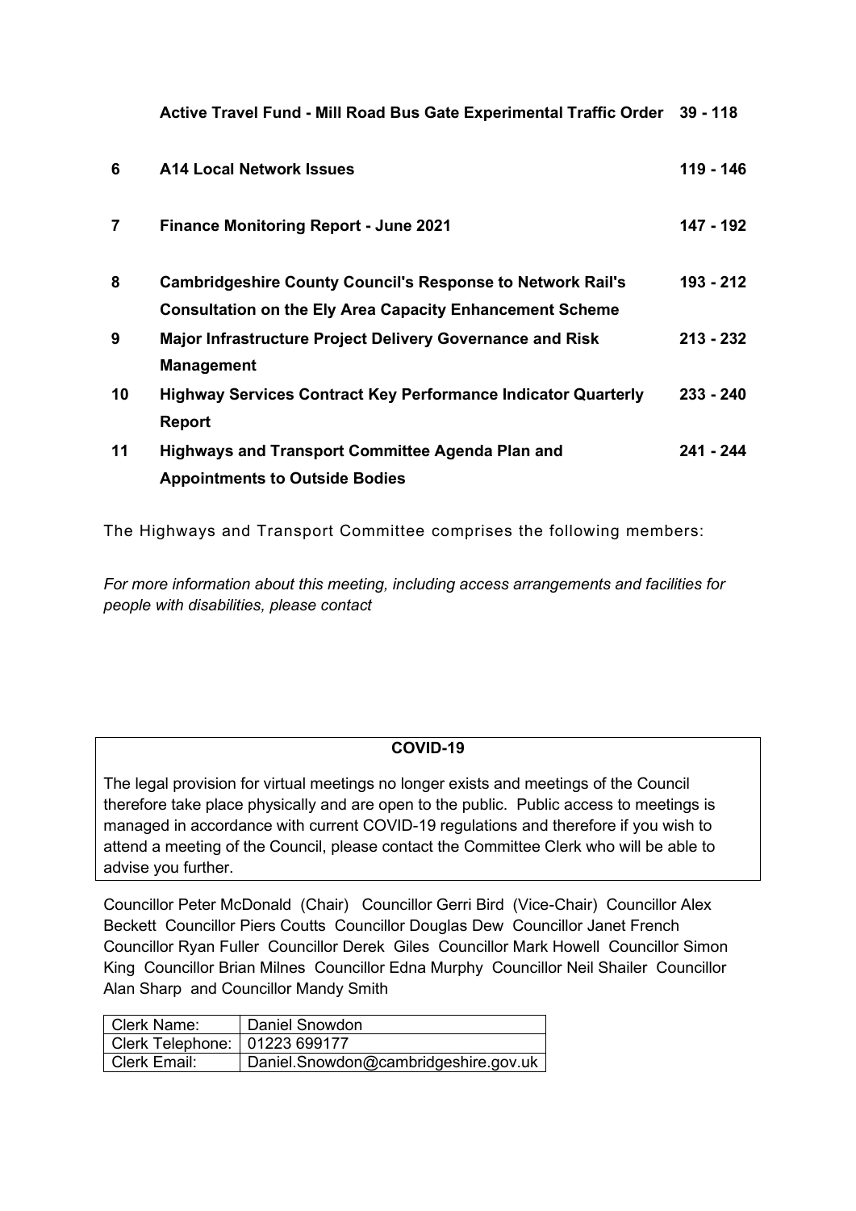| | | |
|---|---|---|
| | **Active Travel Fund - Mill Road Bus Gate Experimental Traffic Order** | **39 - 118** |
| **6** | **A14 Local Network Issues** | **119 - 146** |
| **7** | **Finance Monitoring Report - June 2021** | **147 - 192** |
| **8** | **Cambridgeshire County Council's Response to Network Rail's Consultation on the Ely Area Capacity Enhancement Scheme** | **193 - 212** |
| **9** | **Major Infrastructure Project Delivery Governance and Risk Management** | **213 - 232** |
| **10** | **Highway Services Contract Key Performance Indicator Quarterly Report** | **233 - 240** |
| **11** | **Highways and Transport Committee Agenda Plan and Appointments to Outside Bodies** | **241 - 244** |

The Highways and Transport Committee comprises the following members:

*For more information about this meeting, including access arrangements and facilities for people with disabilities, please contact*

**COVID-19**

The legal provision for virtual meetings no longer exists and meetings of the Council therefore take place physically and are open to the public. Public access to meetings is managed in accordance with current COVID-19 regulations and therefore if you wish to attend a meeting of the Council, please contact the Committee Clerk who will be able to advise you further.

Councillor Peter McDonald (Chair) Councillor Gerri Bird (Vice-Chair) Councillor Alex Beckett Councillor Piers Coutts Councillor Douglas Dew Councillor Janet French Councillor Ryan Fuller Councillor Derek Giles Councillor Mark Howell Councillor Simon King Councillor Brian Milnes Councillor Edna Murphy Councillor Neil Shailer Councillor Alan Sharp and Councillor Mandy Smith

| | |
|---|---|
| Clerk Name: | Daniel Snowdon |
| Clerk Telephone: | 01223 699177 |
| Clerk Email: | Daniel.Snowdon@cambridgeshire.gov.uk |